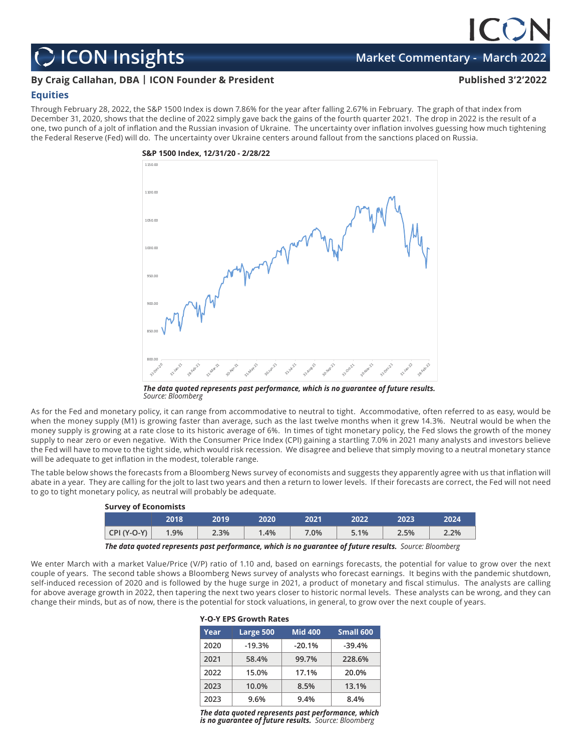# ICON Insights

**Market Commentary - March 2022**

**By Craig Callahan, DBA | ICON Founder & President**

**Published 3'2'2022**

## Equities

Through February 28, 2022, the S&P 1500 Index is down 7.86% for the year after falling 2.67% in February. The graph of that index from December 31, 2020, shows that the decline of 2022 simply gave back the gains of the fourth quarter 2021. The drop in 2022 is the result of a one, two punch of a jolt of inflation and the Russian invasion of Ukraine. The uncertainty over inflation involves guessing how much tightening the Federal Reserve (Fed) will do. The uncertainty over Ukraine centers around fallout from the sanctions placed on Russia.

**S&P 1500 Index, 12/31/20 - 2/28/22**

***The data quoted represents past performance, which is no guarantee of future results.***
*Source: Bloomberg*

As for the Fed and monetary policy, it can range from accommodative to neutral to tight. Accommodative, often referred to as easy, would be when the money supply (M1) is growing faster than average, such as the last twelve months when it grew 14.3%. Neutral would be when the money supply is growing at a rate close to its historic average of 6%. In times of tight monetary policy, the Fed slows the growth of the money supply to near zero or even negative. With the Consumer Price Index (CPI) gaining a startling 7.0% in 2021 many analysts and investors believe the Fed will have to move to the tight side, which would risk recession. We disagree and believe that simply moving to a neutral monetary stance will be adequate to get inflation in the modest, tolerable range.

The table below shows the forecasts from a Bloomberg News survey of economists and suggests they apparently agree with us that inflation will abate in a year. They are calling for the jolt to last two years and then a return to lower levels. If their forecasts are correct, the Fed will not need to go to tight monetary policy, as neutral will probably be adequate.

**Survey of Economists**

| | 2018 | 2019 | 2020 | 2021 | 2022 | 2023 | 2024 |
|---|---|---|---|---|---|---|---|
| CPI (Y-O-Y) | 1.9% | 2.3% | 1.4% | 7.0% | 5.1% | 2.5% | 2.2% |

***The data quoted represents past performance, which is no guarantee of future results.*** *Source: Bloomberg*

We enter March with a market Value/Price (V/P) ratio of 1.10 and, based on earnings forecasts, the potential for value to grow over the next couple of years. The second table shows a Bloomberg News survey of analysts who forecast earnings. It begins with the pandemic shutdown, self-induced recession of 2020 and is followed by the huge surge in 2021, a product of monetary and fiscal stimulus. The analysts are calling for above average growth in 2022, then tapering the next two years closer to historic normal levels. These analysts can be wrong, and they can change their minds, but as of now, there is the potential for stock valuations, in general, to grow over the next couple of years.

**Y-O-Y EPS Growth Rates**

| Year | Large 500 | Mid 400 | Small 600 |
|---|---|---|---|
| 2020 | -19.3% | -20.1% | -39.4% |
| 2021 | 58.4% | 99.7% | 228.6% |
| 2022 | 15.0% | 17.1% | 20.0% |
| 2023 | 10.0% | 8.5% | 13.1% |
| 2023 | 9.6% | 9.4% | 8.4% |

***The data quoted represents past performance, which is no guarantee of future results.*** *Source: Bloomberg*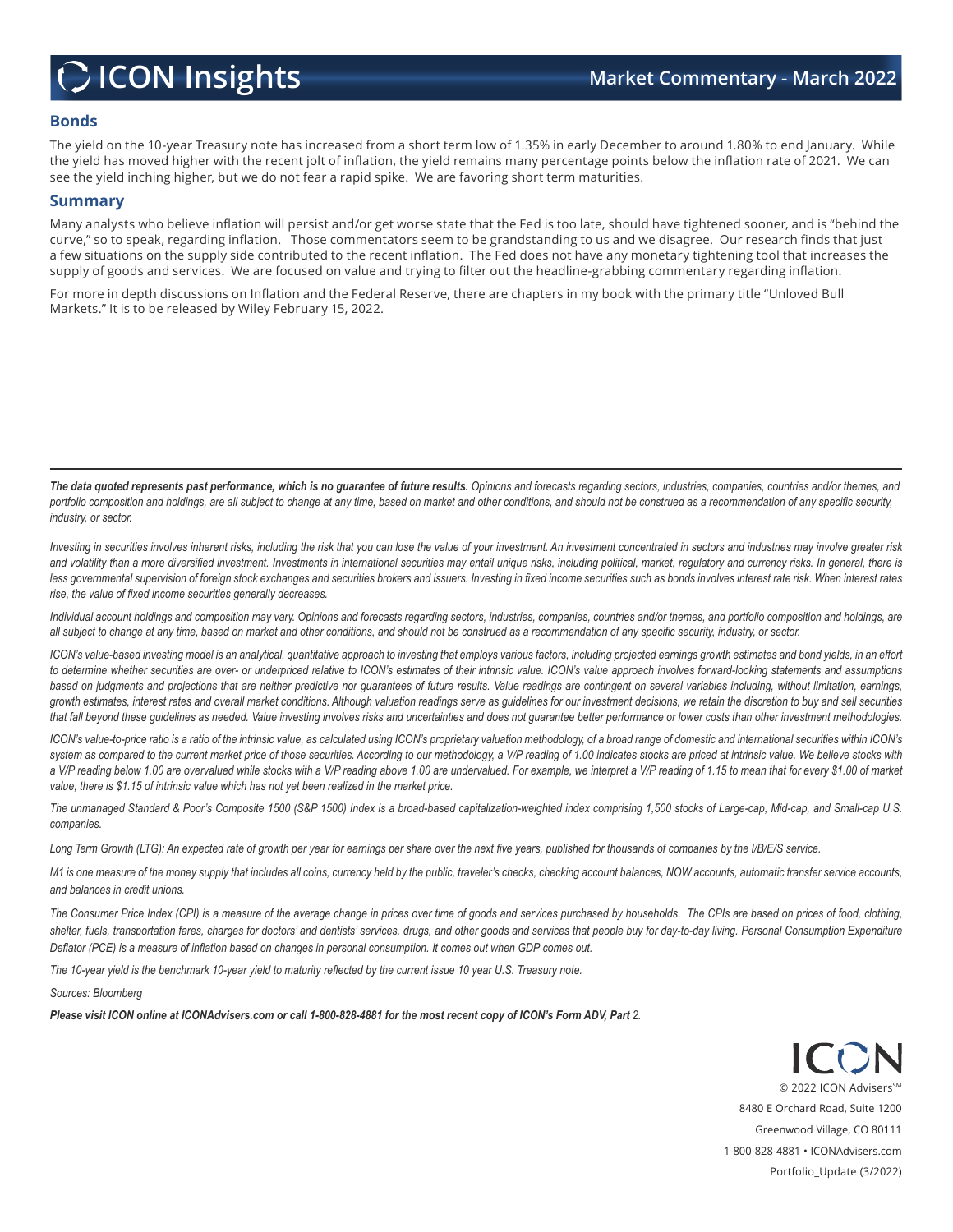## Bonds

The yield on the 10-year Treasury note has increased from a short term low of 1.35% in early December to around 1.80% to end January. While the yield has moved higher with the recent jolt of inflation, the yield remains many percentage points below the inflation rate of 2021. We can see the yield inching higher, but we do not fear a rapid spike. We are favoring short term maturities.

## Summary

Many analysts who believe inflation will persist and/or get worse state that the Fed is too late, should have tightened sooner, and is "behind the curve," so to speak, regarding inflation. Those commentators seem to be grandstanding to us and we disagree. Our research finds that just a few situations on the supply side contributed to the recent inflation. The Fed does not have any monetary tightening tool that increases the supply of goods and services. We are focused on value and trying to filter out the headline-grabbing commentary regarding inflation.

For more in depth discussions on Inflation and the Federal Reserve, there are chapters in my book with the primary title "Unloved Bull Markets." It is to be released by Wiley February 15, 2022.

---

***The data quoted represents past performance, which is no guarantee of future results.*** *Opinions and forecasts regarding sectors, industries, companies, countries and/or themes, and portfolio composition and holdings, are all subject to change at any time, based on market and other conditions, and should not be construed as a recommendation of any specific security, industry, or sector.*

*Investing in securities involves inherent risks, including the risk that you can lose the value of your investment. An investment concentrated in sectors and industries may involve greater risk and volatility than a more diversified investment. Investments in international securities may entail unique risks, including political, market, regulatory and currency risks. In general, there is less governmental supervision of foreign stock exchanges and securities brokers and issuers. Investing in fixed income securities such as bonds involves interest rate risk. When interest rates rise, the value of fixed income securities generally decreases.*

*Individual account holdings and composition may vary. Opinions and forecasts regarding sectors, industries, companies, countries and/or themes, and portfolio composition and holdings, are all subject to change at any time, based on market and other conditions, and should not be construed as a recommendation of any specific security, industry, or sector.*

*ICON's value-based investing model is an analytical, quantitative approach to investing that employs various factors, including projected earnings growth estimates and bond yields, in an effort to determine whether securities are over- or underpriced relative to ICON's estimates of their intrinsic value. ICON's value approach involves forward-looking statements and assumptions based on judgments and projections that are neither predictive nor guarantees of future results. Value readings are contingent on several variables including, without limitation, earnings, growth estimates, interest rates and overall market conditions. Although valuation readings serve as guidelines for our investment decisions, we retain the discretion to buy and sell securities that fall beyond these guidelines as needed. Value investing involves risks and uncertainties and does not guarantee better performance or lower costs than other investment methodologies.*

*ICON's value-to-price ratio is a ratio of the intrinsic value, as calculated using ICON's proprietary valuation methodology, of a broad range of domestic and international securities within ICON's system as compared to the current market price of those securities. According to our methodology, a V/P reading of 1.00 indicates stocks are priced at intrinsic value. We believe stocks with a V/P reading below 1.00 are overvalued while stocks with a V/P reading above 1.00 are undervalued. For example, we interpret a V/P reading of 1.15 to mean that for every $1.00 of market value, there is $1.15 of intrinsic value which has not yet been realized in the market price.*

*The unmanaged Standard & Poor's Composite 1500 (S&P 1500) Index is a broad-based capitalization-weighted index comprising 1,500 stocks of Large-cap, Mid-cap, and Small-cap U.S. companies.*

*Long Term Growth (LTG): An expected rate of growth per year for earnings per share over the next five years, published for thousands of companies by the I/B/E/S service.*

*M1 is one measure of the money supply that includes all coins, currency held by the public, traveler's checks, checking account balances, NOW accounts, automatic transfer service accounts, and balances in credit unions.*

*The Consumer Price Index (CPI) is a measure of the average change in prices over time of goods and services purchased by households. The CPIs are based on prices of food, clothing, shelter, fuels, transportation fares, charges for doctors' and dentists' services, drugs, and other goods and services that people buy for day-to-day living. Personal Consumption Expenditure Deflator (PCE) is a measure of inflation based on changes in personal consumption. It comes out when GDP comes out.*

*The 10-year yield is the benchmark 10-year yield to maturity reflected by the current issue 10 year U.S. Treasury note.*

*Sources: Bloomberg*

***Please visit ICON online at ICONAdvisers.com or call 1-800-828-4881 for the most recent copy of ICON's Form ADV, Part** 2.*

ICON

© 2022 ICON Advisers℠
8480 E Orchard Road, Suite 1200
Greenwood Village, CO 80111
1-800-828-4881 • ICONAdvisers.com
Portfolio_Update (3/2022)